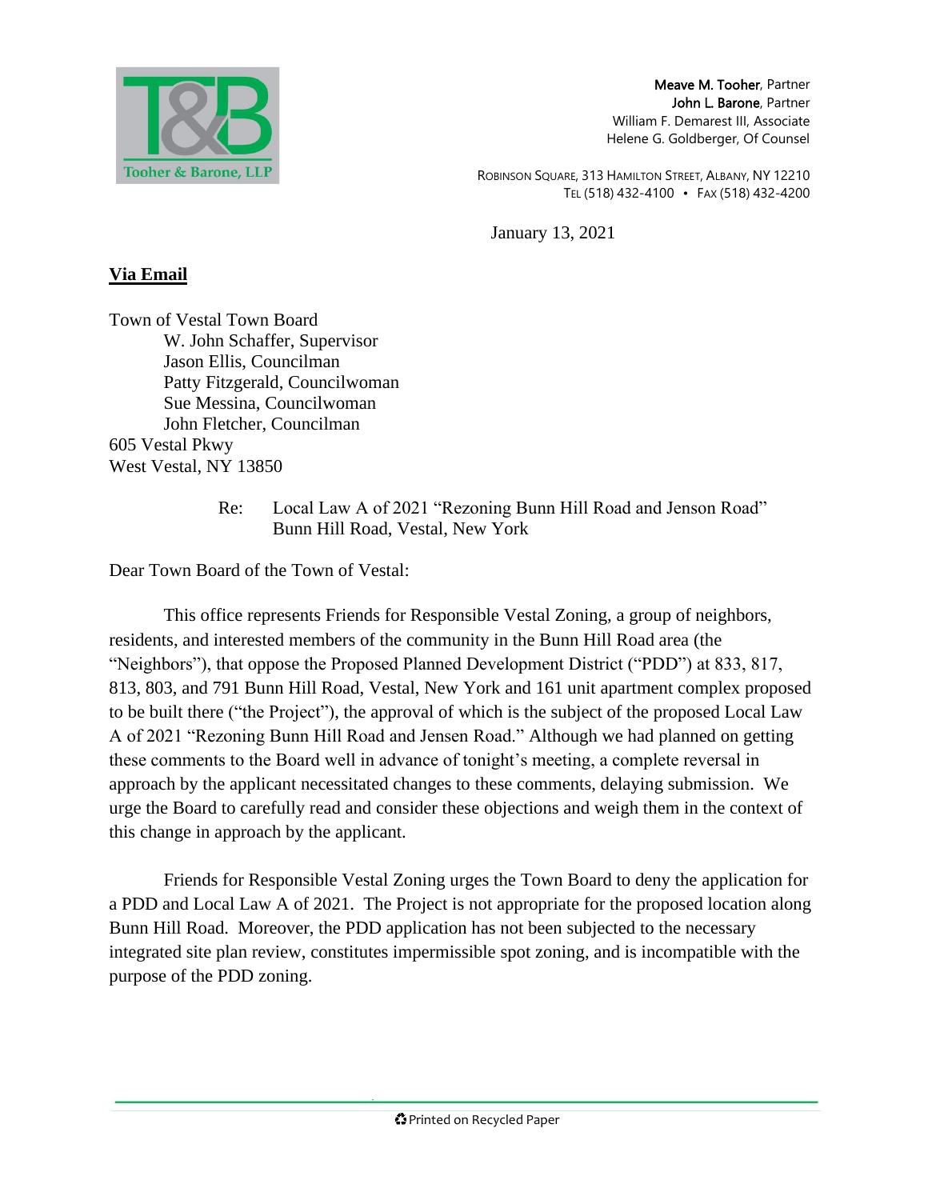Tooher & Barone, LLP

**Meave M. Tooher**, Partner
**John L. Barone**, Partner
William F. Demarest III, Associate
Helene G. Goldberger, Of Counsel

Robinson Square, 313 Hamilton Street, Albany, NY 12210
Tel (518) 432-4100 • Fax (518) 432-4200

January 13, 2021

**Via Email**

Town of Vestal Town Board
W. John Schaffer, Supervisor
Jason Ellis, Councilman
Patty Fitzgerald, Councilwoman
Sue Messina, Councilwoman
John Fletcher, Councilman
605 Vestal Pkwy
West Vestal, NY 13850

Re: Local Law A of 2021 "Rezoning Bunn Hill Road and Jenson Road"
Bunn Hill Road, Vestal, New York

Dear Town Board of the Town of Vestal:

This office represents Friends for Responsible Vestal Zoning, a group of neighbors, residents, and interested members of the community in the Bunn Hill Road area (the "Neighbors"), that oppose the Proposed Planned Development District ("PDD") at 833, 817, 813, 803, and 791 Bunn Hill Road, Vestal, New York and 161 unit apartment complex proposed to be built there ("the Project"), the approval of which is the subject of the proposed Local Law A of 2021 "Rezoning Bunn Hill Road and Jensen Road." Although we had planned on getting these comments to the Board well in advance of tonight's meeting, a complete reversal in approach by the applicant necessitated changes to these comments, delaying submission. We urge the Board to carefully read and consider these objections and weigh them in the context of this change in approach by the applicant.

Friends for Responsible Vestal Zoning urges the Town Board to deny the application for a PDD and Local Law A of 2021. The Project is not appropriate for the proposed location along Bunn Hill Road. Moreover, the PDD application has not been subjected to the necessary integrated site plan review, constitutes impermissible spot zoning, and is incompatible with the purpose of the PDD zoning.

♻ Printed on Recycled Paper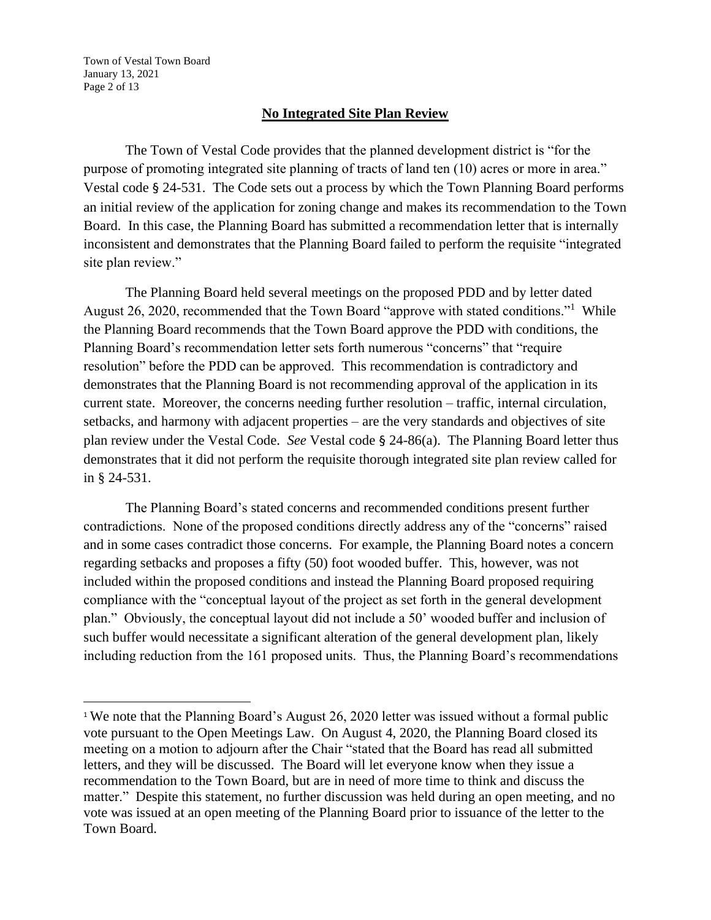## **No Integrated Site Plan Review**

The Town of Vestal Code provides that the planned development district is "for the purpose of promoting integrated site planning of tracts of land ten (10) acres or more in area." Vestal code § 24-531. The Code sets out a process by which the Town Planning Board performs an initial review of the application for zoning change and makes its recommendation to the Town Board. In this case, the Planning Board has submitted a recommendation letter that is internally inconsistent and demonstrates that the Planning Board failed to perform the requisite "integrated site plan review."

The Planning Board held several meetings on the proposed PDD and by letter dated August 26, 2020, recommended that the Town Board "approve with stated conditions."[1] While the Planning Board recommends that the Town Board approve the PDD with conditions, the Planning Board's recommendation letter sets forth numerous "concerns" that "require resolution" before the PDD can be approved. This recommendation is contradictory and demonstrates that the Planning Board is not recommending approval of the application in its current state. Moreover, the concerns needing further resolution – traffic, internal circulation, setbacks, and harmony with adjacent properties – are the very standards and objectives of site plan review under the Vestal Code. *See* Vestal code § 24-86(a). The Planning Board letter thus demonstrates that it did not perform the requisite thorough integrated site plan review called for in § 24-531.

The Planning Board's stated concerns and recommended conditions present further contradictions. None of the proposed conditions directly address any of the "concerns" raised and in some cases contradict those concerns. For example, the Planning Board notes a concern regarding setbacks and proposes a fifty (50) foot wooded buffer. This, however, was not included within the proposed conditions and instead the Planning Board proposed requiring compliance with the "conceptual layout of the project as set forth in the general development plan." Obviously, the conceptual layout did not include a 50' wooded buffer and inclusion of such buffer would necessitate a significant alteration of the general development plan, likely including reduction from the 161 proposed units. Thus, the Planning Board's recommendations

---

[1] We note that the Planning Board's August 26, 2020 letter was issued without a formal public vote pursuant to the Open Meetings Law. On August 4, 2020, the Planning Board closed its meeting on a motion to adjourn after the Chair "stated that the Board has read all submitted letters, and they will be discussed. The Board will let everyone know when they issue a recommendation to the Town Board, but are in need of more time to think and discuss the matter." Despite this statement, no further discussion was held during an open meeting, and no vote was issued at an open meeting of the Planning Board prior to issuance of the letter to the Town Board.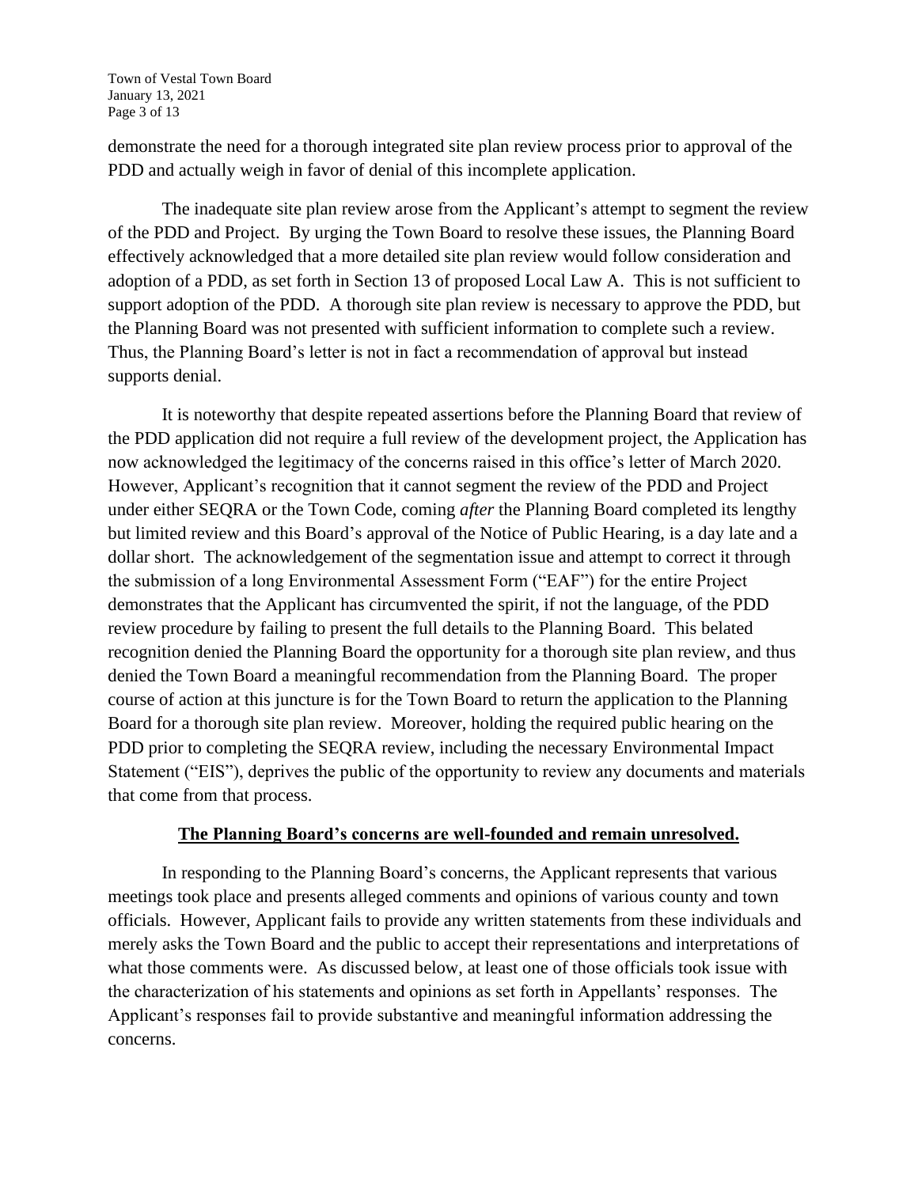demonstrate the need for a thorough integrated site plan review process prior to approval of the PDD and actually weigh in favor of denial of this incomplete application.

The inadequate site plan review arose from the Applicant's attempt to segment the review of the PDD and Project. By urging the Town Board to resolve these issues, the Planning Board effectively acknowledged that a more detailed site plan review would follow consideration and adoption of a PDD, as set forth in Section 13 of proposed Local Law A. This is not sufficient to support adoption of the PDD. A thorough site plan review is necessary to approve the PDD, but the Planning Board was not presented with sufficient information to complete such a review. Thus, the Planning Board's letter is not in fact a recommendation of approval but instead supports denial.

It is noteworthy that despite repeated assertions before the Planning Board that review of the PDD application did not require a full review of the development project, the Application has now acknowledged the legitimacy of the concerns raised in this office's letter of March 2020. However, Applicant's recognition that it cannot segment the review of the PDD and Project under either SEQRA or the Town Code, coming *after* the Planning Board completed its lengthy but limited review and this Board's approval of the Notice of Public Hearing, is a day late and a dollar short. The acknowledgement of the segmentation issue and attempt to correct it through the submission of a long Environmental Assessment Form ("EAF") for the entire Project demonstrates that the Applicant has circumvented the spirit, if not the language, of the PDD review procedure by failing to present the full details to the Planning Board. This belated recognition denied the Planning Board the opportunity for a thorough site plan review, and thus denied the Town Board a meaningful recommendation from the Planning Board. The proper course of action at this juncture is for the Town Board to return the application to the Planning Board for a thorough site plan review. Moreover, holding the required public hearing on the PDD prior to completing the SEQRA review, including the necessary Environmental Impact Statement ("EIS"), deprives the public of the opportunity to review any documents and materials that come from that process.

**The Planning Board's concerns are well-founded and remain unresolved.**

In responding to the Planning Board's concerns, the Applicant represents that various meetings took place and presents alleged comments and opinions of various county and town officials. However, Applicant fails to provide any written statements from these individuals and merely asks the Town Board and the public to accept their representations and interpretations of what those comments were. As discussed below, at least one of those officials took issue with the characterization of his statements and opinions as set forth in Appellants' responses. The Applicant's responses fail to provide substantive and meaningful information addressing the concerns.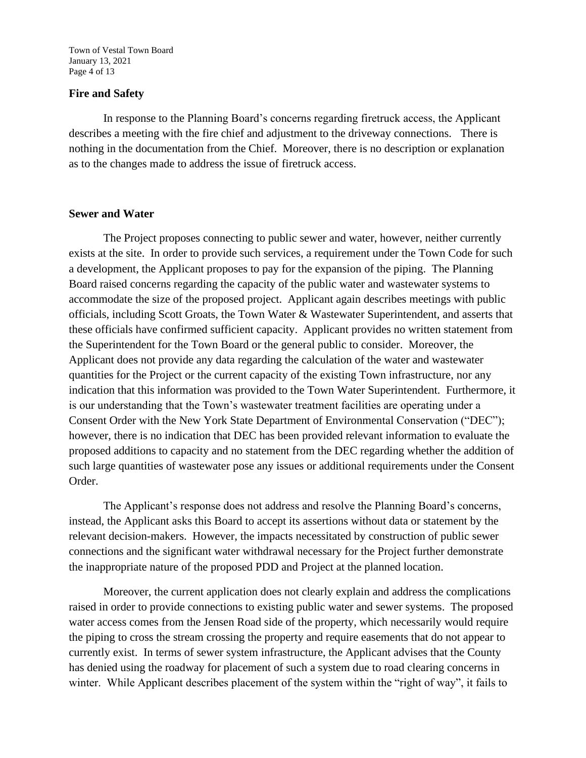**Fire and Safety**

In response to the Planning Board's concerns regarding firetruck access, the Applicant describes a meeting with the fire chief and adjustment to the driveway connections. There is nothing in the documentation from the Chief. Moreover, there is no description or explanation as to the changes made to address the issue of firetruck access.

**Sewer and Water**

The Project proposes connecting to public sewer and water, however, neither currently exists at the site. In order to provide such services, a requirement under the Town Code for such a development, the Applicant proposes to pay for the expansion of the piping. The Planning Board raised concerns regarding the capacity of the public water and wastewater systems to accommodate the size of the proposed project. Applicant again describes meetings with public officials, including Scott Groats, the Town Water & Wastewater Superintendent, and asserts that these officials have confirmed sufficient capacity. Applicant provides no written statement from the Superintendent for the Town Board or the general public to consider. Moreover, the Applicant does not provide any data regarding the calculation of the water and wastewater quantities for the Project or the current capacity of the existing Town infrastructure, nor any indication that this information was provided to the Town Water Superintendent. Furthermore, it is our understanding that the Town's wastewater treatment facilities are operating under a Consent Order with the New York State Department of Environmental Conservation ("DEC"); however, there is no indication that DEC has been provided relevant information to evaluate the proposed additions to capacity and no statement from the DEC regarding whether the addition of such large quantities of wastewater pose any issues or additional requirements under the Consent Order.

The Applicant's response does not address and resolve the Planning Board's concerns, instead, the Applicant asks this Board to accept its assertions without data or statement by the relevant decision-makers. However, the impacts necessitated by construction of public sewer connections and the significant water withdrawal necessary for the Project further demonstrate the inappropriate nature of the proposed PDD and Project at the planned location.

Moreover, the current application does not clearly explain and address the complications raised in order to provide connections to existing public water and sewer systems. The proposed water access comes from the Jensen Road side of the property, which necessarily would require the piping to cross the stream crossing the property and require easements that do not appear to currently exist. In terms of sewer system infrastructure, the Applicant advises that the County has denied using the roadway for placement of such a system due to road clearing concerns in winter. While Applicant describes placement of the system within the "right of way", it fails to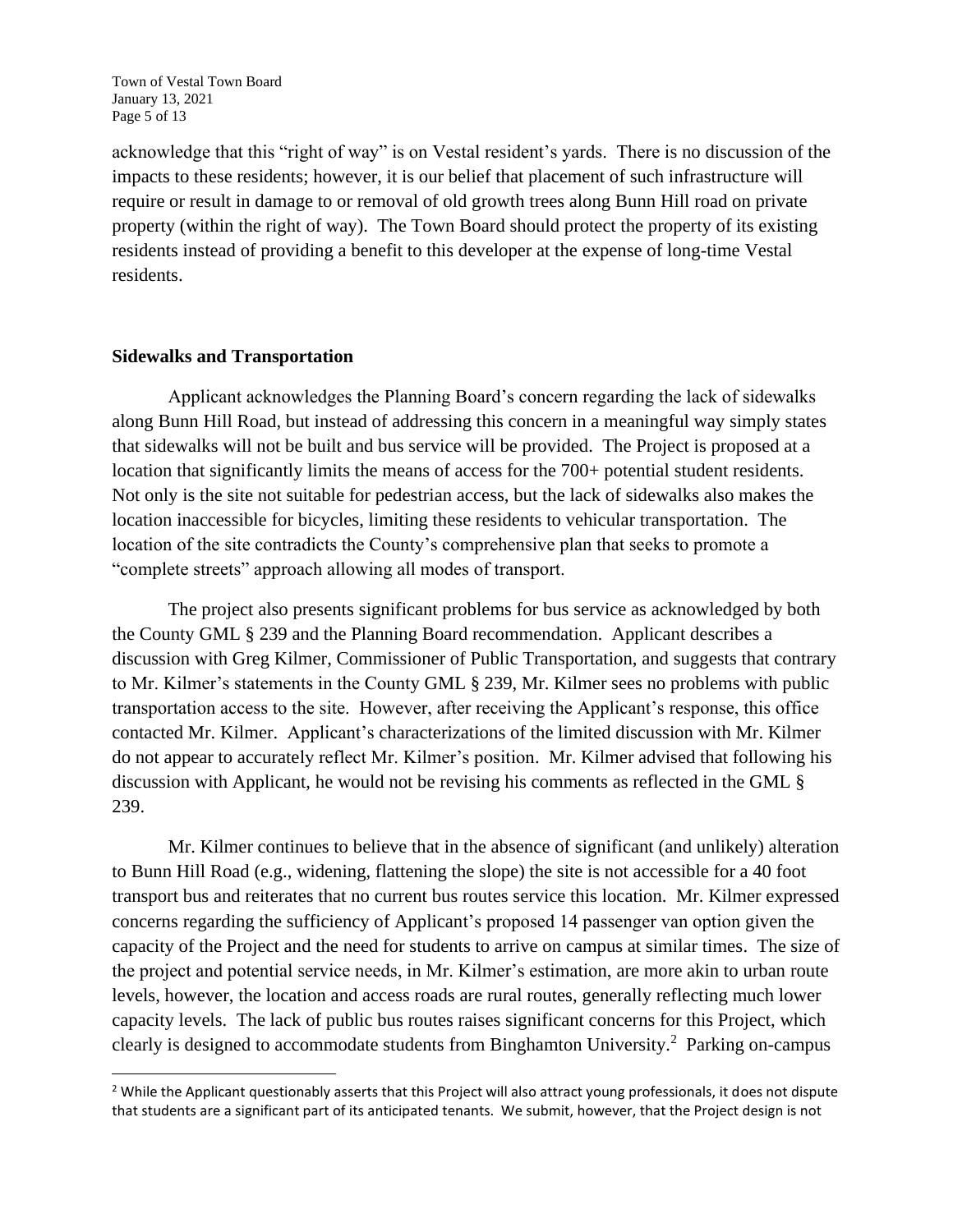acknowledge that this "right of way" is on Vestal resident's yards. There is no discussion of the impacts to these residents; however, it is our belief that placement of such infrastructure will require or result in damage to or removal of old growth trees along Bunn Hill road on private property (within the right of way). The Town Board should protect the property of its existing residents instead of providing a benefit to this developer at the expense of long-time Vestal residents.

## Sidewalks and Transportation

Applicant acknowledges the Planning Board's concern regarding the lack of sidewalks along Bunn Hill Road, but instead of addressing this concern in a meaningful way simply states that sidewalks will not be built and bus service will be provided. The Project is proposed at a location that significantly limits the means of access for the 700+ potential student residents. Not only is the site not suitable for pedestrian access, but the lack of sidewalks also makes the location inaccessible for bicycles, limiting these residents to vehicular transportation. The location of the site contradicts the County's comprehensive plan that seeks to promote a "complete streets" approach allowing all modes of transport.

The project also presents significant problems for bus service as acknowledged by both the County GML § 239 and the Planning Board recommendation. Applicant describes a discussion with Greg Kilmer, Commissioner of Public Transportation, and suggests that contrary to Mr. Kilmer's statements in the County GML § 239, Mr. Kilmer sees no problems with public transportation access to the site. However, after receiving the Applicant's response, this office contacted Mr. Kilmer. Applicant's characterizations of the limited discussion with Mr. Kilmer do not appear to accurately reflect Mr. Kilmer's position. Mr. Kilmer advised that following his discussion with Applicant, he would not be revising his comments as reflected in the GML § 239.

Mr. Kilmer continues to believe that in the absence of significant (and unlikely) alteration to Bunn Hill Road (e.g., widening, flattening the slope) the site is not accessible for a 40 foot transport bus and reiterates that no current bus routes service this location. Mr. Kilmer expressed concerns regarding the sufficiency of Applicant's proposed 14 passenger van option given the capacity of the Project and the need for students to arrive on campus at similar times. The size of the project and potential service needs, in Mr. Kilmer's estimation, are more akin to urban route levels, however, the location and access roads are rural routes, generally reflecting much lower capacity levels. The lack of public bus routes raises significant concerns for this Project, which clearly is designed to accommodate students from Binghamton University.[2] Parking on-campus

[2] While the Applicant questionably asserts that this Project will also attract young professionals, it does not dispute that students are a significant part of its anticipated tenants. We submit, however, that the Project design is not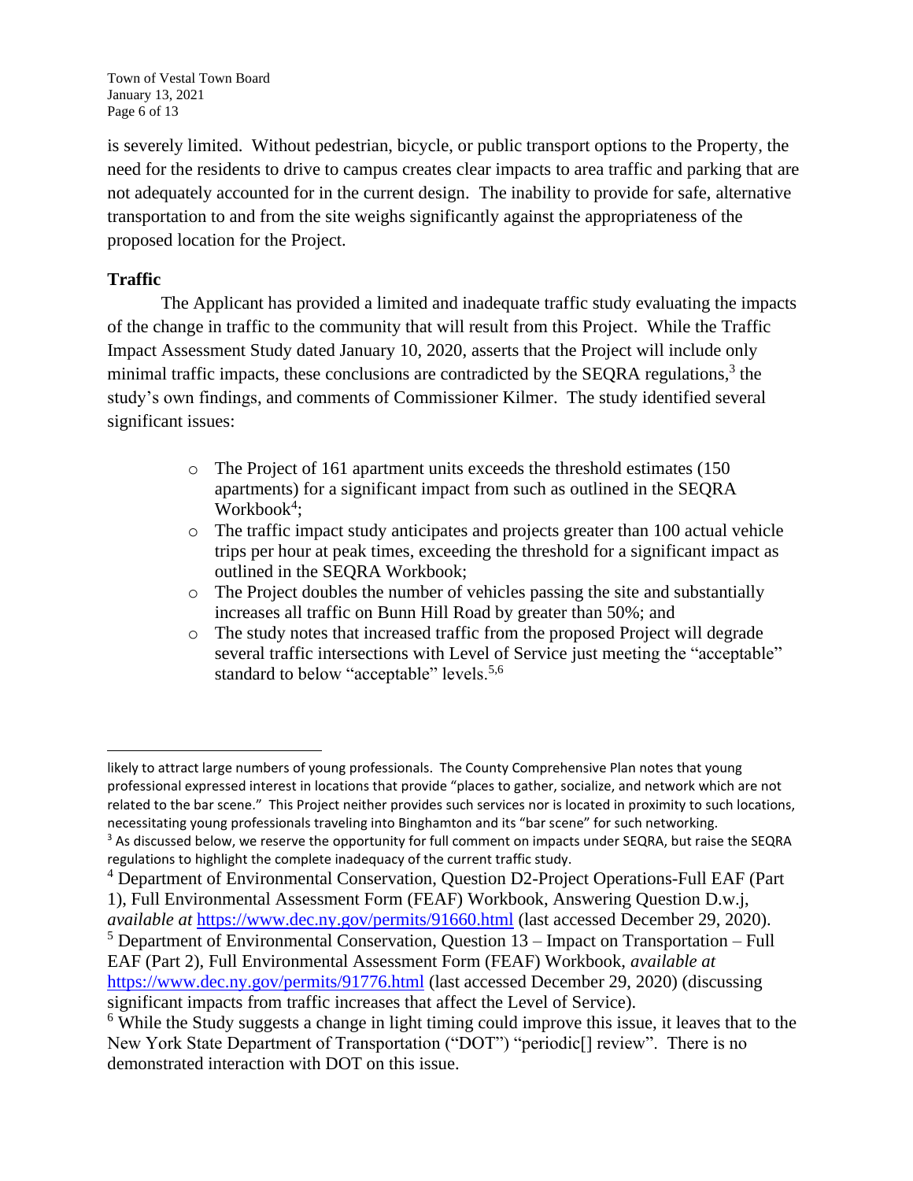is severely limited. Without pedestrian, bicycle, or public transport options to the Property, the need for the residents to drive to campus creates clear impacts to area traffic and parking that are not adequately accounted for in the current design. The inability to provide for safe, alternative transportation to and from the site weighs significantly against the appropriateness of the proposed location for the Project.

**Traffic**

The Applicant has provided a limited and inadequate traffic study evaluating the impacts of the change in traffic to the community that will result from this Project. While the Traffic Impact Assessment Study dated January 10, 2020, asserts that the Project will include only minimal traffic impacts, these conclusions are contradicted by the SEQRA regulations,[3] the study's own findings, and comments of Commissioner Kilmer. The study identified several significant issues:

- The Project of 161 apartment units exceeds the threshold estimates (150 apartments) for a significant impact from such as outlined in the SEQRA Workbook[4];
- The traffic impact study anticipates and projects greater than 100 actual vehicle trips per hour at peak times, exceeding the threshold for a significant impact as outlined in the SEQRA Workbook;
- The Project doubles the number of vehicles passing the site and substantially increases all traffic on Bunn Hill Road by greater than 50%; and
- The study notes that increased traffic from the proposed Project will degrade several traffic intersections with Level of Service just meeting the "acceptable" standard to below "acceptable" levels.[5,6]

---

likely to attract large numbers of young professionals. The County Comprehensive Plan notes that young professional expressed interest in locations that provide "places to gather, socialize, and network which are not related to the bar scene." This Project neither provides such services nor is located in proximity to such locations, necessitating young professionals traveling into Binghamton and its "bar scene" for such networking.

[3] As discussed below, we reserve the opportunity for full comment on impacts under SEQRA, but raise the SEQRA regulations to highlight the complete inadequacy of the current traffic study.

[4] Department of Environmental Conservation, Question D2-Project Operations-Full EAF (Part 1), Full Environmental Assessment Form (FEAF) Workbook, Answering Question D.w.j, *available at* https://www.dec.ny.gov/permits/91660.html (last accessed December 29, 2020).

[5] Department of Environmental Conservation, Question 13 – Impact on Transportation – Full EAF (Part 2), Full Environmental Assessment Form (FEAF) Workbook, *available at* https://www.dec.ny.gov/permits/91776.html (last accessed December 29, 2020) (discussing significant impacts from traffic increases that affect the Level of Service).

[6] While the Study suggests a change in light timing could improve this issue, it leaves that to the New York State Department of Transportation ("DOT") "periodic[] review". There is no demonstrated interaction with DOT on this issue.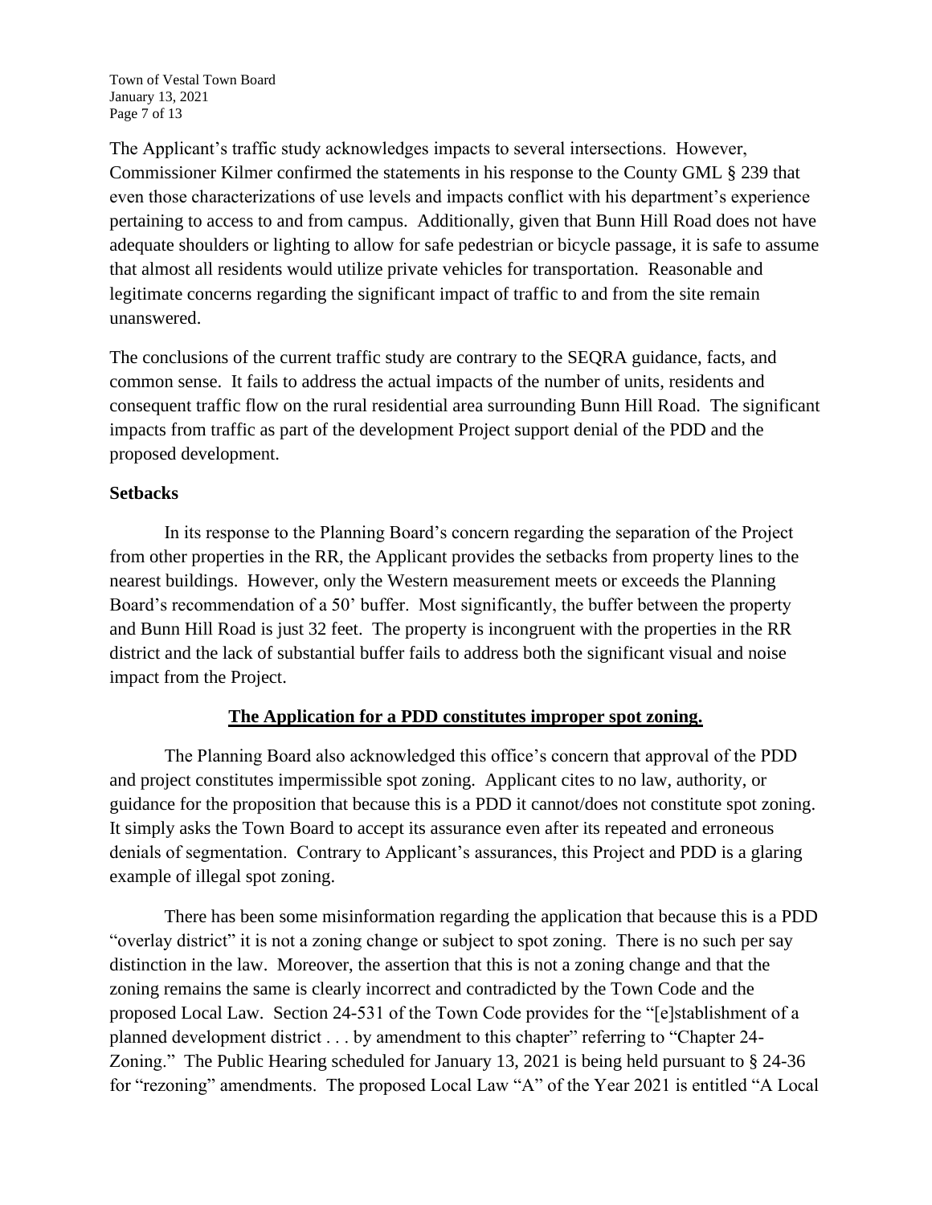The Applicant's traffic study acknowledges impacts to several intersections. However, Commissioner Kilmer confirmed the statements in his response to the County GML § 239 that even those characterizations of use levels and impacts conflict with his department's experience pertaining to access to and from campus. Additionally, given that Bunn Hill Road does not have adequate shoulders or lighting to allow for safe pedestrian or bicycle passage, it is safe to assume that almost all residents would utilize private vehicles for transportation. Reasonable and legitimate concerns regarding the significant impact of traffic to and from the site remain unanswered.

The conclusions of the current traffic study are contrary to the SEQRA guidance, facts, and common sense. It fails to address the actual impacts of the number of units, residents and consequent traffic flow on the rural residential area surrounding Bunn Hill Road. The significant impacts from traffic as part of the development Project support denial of the PDD and the proposed development.

**Setbacks**

In its response to the Planning Board's concern regarding the separation of the Project from other properties in the RR, the Applicant provides the setbacks from property lines to the nearest buildings. However, only the Western measurement meets or exceeds the Planning Board's recommendation of a 50' buffer. Most significantly, the buffer between the property and Bunn Hill Road is just 32 feet. The property is incongruent with the properties in the RR district and the lack of substantial buffer fails to address both the significant visual and noise impact from the Project.

**The Application for a PDD constitutes improper spot zoning.**

The Planning Board also acknowledged this office's concern that approval of the PDD and project constitutes impermissible spot zoning. Applicant cites to no law, authority, or guidance for the proposition that because this is a PDD it cannot/does not constitute spot zoning. It simply asks the Town Board to accept its assurance even after its repeated and erroneous denials of segmentation. Contrary to Applicant's assurances, this Project and PDD is a glaring example of illegal spot zoning.

There has been some misinformation regarding the application that because this is a PDD "overlay district" it is not a zoning change or subject to spot zoning. There is no such per say distinction in the law. Moreover, the assertion that this is not a zoning change and that the zoning remains the same is clearly incorrect and contradicted by the Town Code and the proposed Local Law. Section 24-531 of the Town Code provides for the "[e]stablishment of a planned development district . . . by amendment to this chapter" referring to "Chapter 24-Zoning." The Public Hearing scheduled for January 13, 2021 is being held pursuant to § 24-36 for "rezoning" amendments. The proposed Local Law "A" of the Year 2021 is entitled "A Local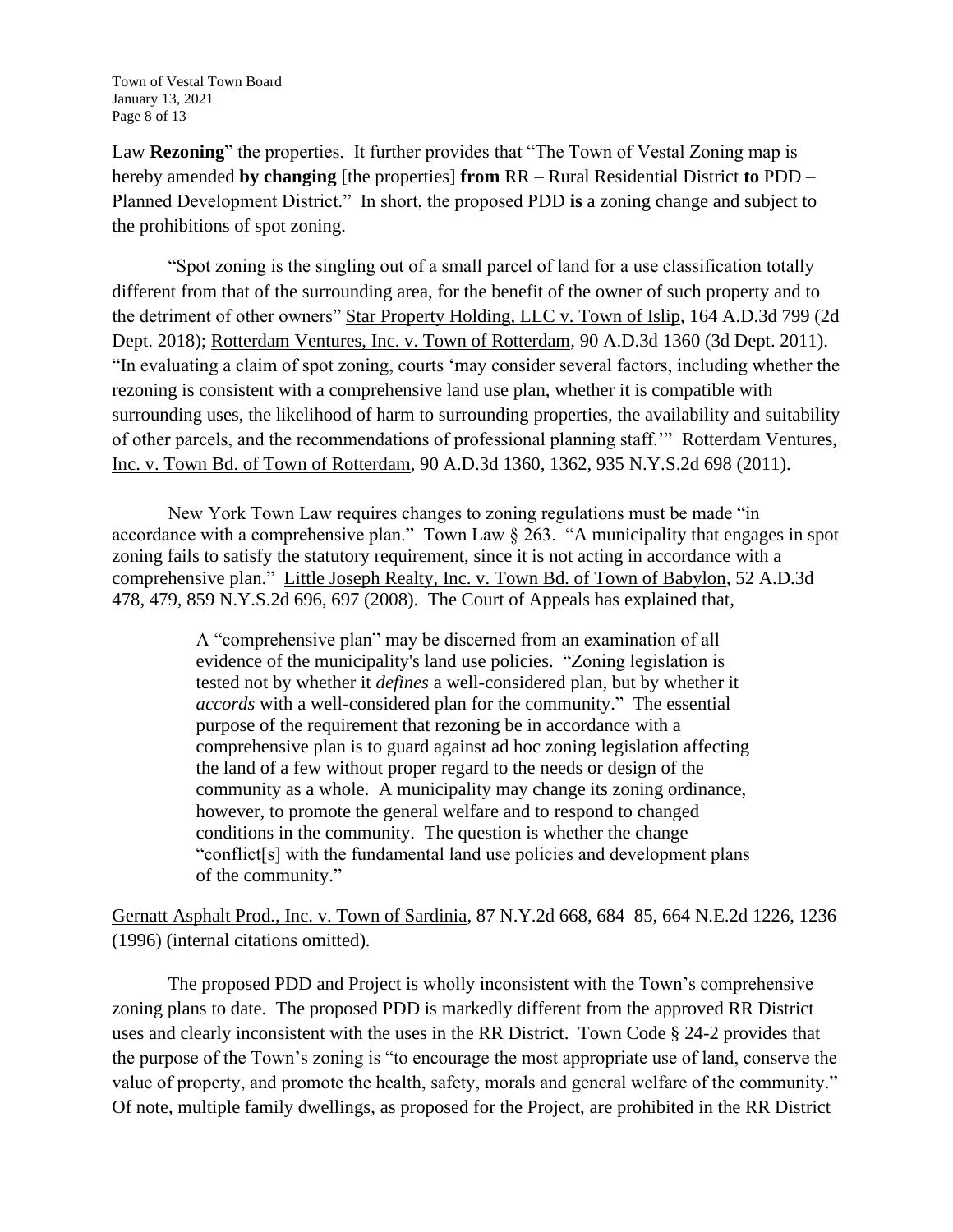Law **Rezoning**" the properties. It further provides that "The Town of Vestal Zoning map is hereby amended **by changing** [the properties] **from** RR – Rural Residential District **to** PDD – Planned Development District." In short, the proposed PDD **is** a zoning change and subject to the prohibitions of spot zoning.

"Spot zoning is the singling out of a small parcel of land for a use classification totally different from that of the surrounding area, for the benefit of the owner of such property and to the detriment of other owners" Star Property Holding, LLC v. Town of Islip, 164 A.D.3d 799 (2d Dept. 2018); Rotterdam Ventures, Inc. v. Town of Rotterdam, 90 A.D.3d 1360 (3d Dept. 2011). "In evaluating a claim of spot zoning, courts 'may consider several factors, including whether the rezoning is consistent with a comprehensive land use plan, whether it is compatible with surrounding uses, the likelihood of harm to surrounding properties, the availability and suitability of other parcels, and the recommendations of professional planning staff.'" Rotterdam Ventures, Inc. v. Town Bd. of Town of Rotterdam, 90 A.D.3d 1360, 1362, 935 N.Y.S.2d 698 (2011).

New York Town Law requires changes to zoning regulations must be made "in accordance with a comprehensive plan." Town Law § 263. "A municipality that engages in spot zoning fails to satisfy the statutory requirement, since it is not acting in accordance with a comprehensive plan." Little Joseph Realty, Inc. v. Town Bd. of Town of Babylon, 52 A.D.3d 478, 479, 859 N.Y.S.2d 696, 697 (2008). The Court of Appeals has explained that,

> A "comprehensive plan" may be discerned from an examination of all evidence of the municipality's land use policies. "Zoning legislation is tested not by whether it *defines* a well-considered plan, but by whether it *accords* with a well-considered plan for the community." The essential purpose of the requirement that rezoning be in accordance with a comprehensive plan is to guard against ad hoc zoning legislation affecting the land of a few without proper regard to the needs or design of the community as a whole. A municipality may change its zoning ordinance, however, to promote the general welfare and to respond to changed conditions in the community. The question is whether the change "conflict[s] with the fundamental land use policies and development plans of the community."

Gernatt Asphalt Prod., Inc. v. Town of Sardinia, 87 N.Y.2d 668, 684–85, 664 N.E.2d 1226, 1236 (1996) (internal citations omitted).

The proposed PDD and Project is wholly inconsistent with the Town's comprehensive zoning plans to date. The proposed PDD is markedly different from the approved RR District uses and clearly inconsistent with the uses in the RR District. Town Code § 24-2 provides that the purpose of the Town's zoning is "to encourage the most appropriate use of land, conserve the value of property, and promote the health, safety, morals and general welfare of the community." Of note, multiple family dwellings, as proposed for the Project, are prohibited in the RR District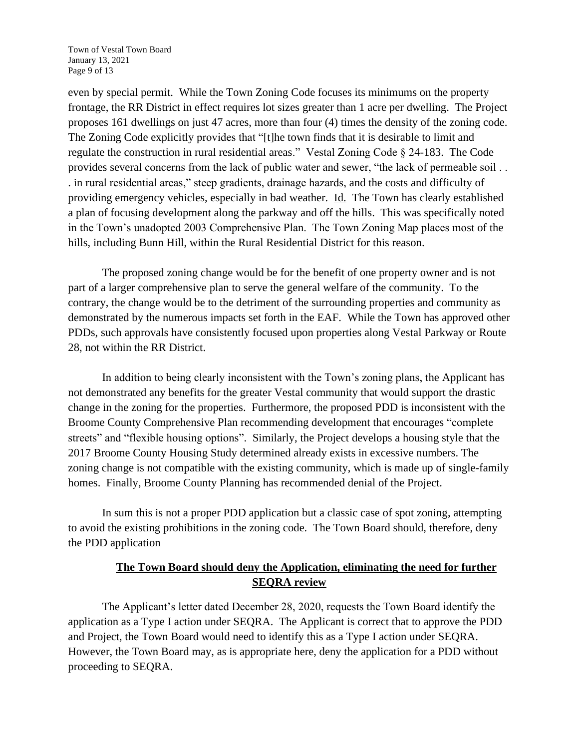even by special permit. While the Town Zoning Code focuses its minimums on the property frontage, the RR District in effect requires lot sizes greater than 1 acre per dwelling. The Project proposes 161 dwellings on just 47 acres, more than four (4) times the density of the zoning code. The Zoning Code explicitly provides that "[t]he town finds that it is desirable to limit and regulate the construction in rural residential areas." Vestal Zoning Code § 24-183. The Code provides several concerns from the lack of public water and sewer, "the lack of permeable soil . . . in rural residential areas," steep gradients, drainage hazards, and the costs and difficulty of providing emergency vehicles, especially in bad weather. Id. The Town has clearly established a plan of focusing development along the parkway and off the hills. This was specifically noted in the Town's unadopted 2003 Comprehensive Plan. The Town Zoning Map places most of the hills, including Bunn Hill, within the Rural Residential District for this reason.

The proposed zoning change would be for the benefit of one property owner and is not part of a larger comprehensive plan to serve the general welfare of the community. To the contrary, the change would be to the detriment of the surrounding properties and community as demonstrated by the numerous impacts set forth in the EAF. While the Town has approved other PDDs, such approvals have consistently focused upon properties along Vestal Parkway or Route 28, not within the RR District.

In addition to being clearly inconsistent with the Town's zoning plans, the Applicant has not demonstrated any benefits for the greater Vestal community that would support the drastic change in the zoning for the properties. Furthermore, the proposed PDD is inconsistent with the Broome County Comprehensive Plan recommending development that encourages "complete streets" and "flexible housing options". Similarly, the Project develops a housing style that the 2017 Broome County Housing Study determined already exists in excessive numbers. The zoning change is not compatible with the existing community, which is made up of single-family homes. Finally, Broome County Planning has recommended denial of the Project.

In sum this is not a proper PDD application but a classic case of spot zoning, attempting to avoid the existing prohibitions in the zoning code. The Town Board should, therefore, deny the PDD application

**The Town Board should deny the Application, eliminating the need for further SEQRA review**

The Applicant's letter dated December 28, 2020, requests the Town Board identify the application as a Type I action under SEQRA. The Applicant is correct that to approve the PDD and Project, the Town Board would need to identify this as a Type I action under SEQRA. However, the Town Board may, as is appropriate here, deny the application for a PDD without proceeding to SEQRA.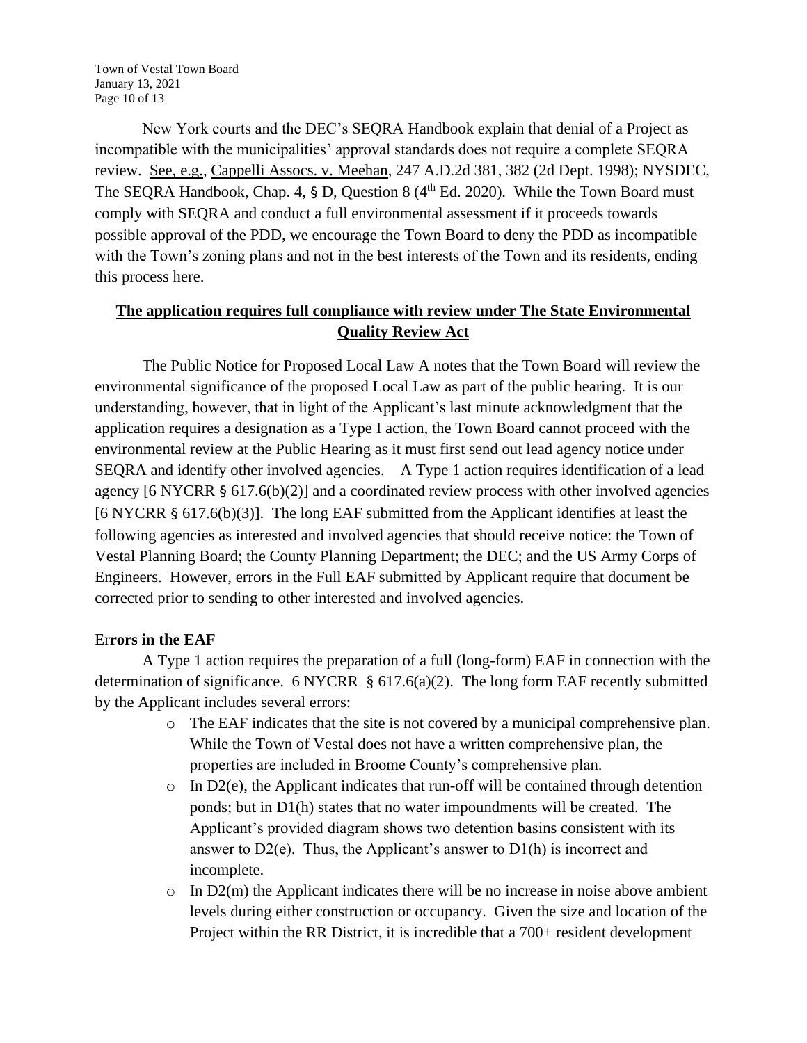New York courts and the DEC's SEQRA Handbook explain that denial of a Project as incompatible with the municipalities' approval standards does not require a complete SEQRA review. See, e.g., Cappelli Assocs. v. Meehan, 247 A.D.2d 381, 382 (2d Dept. 1998); NYSDEC, The SEQRA Handbook, Chap. 4, § D, Question 8 (4th Ed. 2020). While the Town Board must comply with SEQRA and conduct a full environmental assessment if it proceeds towards possible approval of the PDD, we encourage the Town Board to deny the PDD as incompatible with the Town's zoning plans and not in the best interests of the Town and its residents, ending this process here.

## **The application requires full compliance with review under The State Environmental Quality Review Act**

The Public Notice for Proposed Local Law A notes that the Town Board will review the environmental significance of the proposed Local Law as part of the public hearing. It is our understanding, however, that in light of the Applicant's last minute acknowledgment that the application requires a designation as a Type I action, the Town Board cannot proceed with the environmental review at the Public Hearing as it must first send out lead agency notice under SEQRA and identify other involved agencies. A Type 1 action requires identification of a lead agency [6 NYCRR § 617.6(b)(2)] and a coordinated review process with other involved agencies [6 NYCRR § 617.6(b)(3)]. The long EAF submitted from the Applicant identifies at least the following agencies as interested and involved agencies that should receive notice: the Town of Vestal Planning Board; the County Planning Department; the DEC; and the US Army Corps of Engineers. However, errors in the Full EAF submitted by Applicant require that document be corrected prior to sending to other interested and involved agencies.

### Errors in the EAF

A Type 1 action requires the preparation of a full (long-form) EAF in connection with the determination of significance. 6 NYCRR § 617.6(a)(2). The long form EAF recently submitted by the Applicant includes several errors:

- The EAF indicates that the site is not covered by a municipal comprehensive plan. While the Town of Vestal does not have a written comprehensive plan, the properties are included in Broome County's comprehensive plan.
- In D2(e), the Applicant indicates that run-off will be contained through detention ponds; but in D1(h) states that no water impoundments will be created. The Applicant's provided diagram shows two detention basins consistent with its answer to D2(e). Thus, the Applicant's answer to D1(h) is incorrect and incomplete.
- In D2(m) the Applicant indicates there will be no increase in noise above ambient levels during either construction or occupancy. Given the size and location of the Project within the RR District, it is incredible that a 700+ resident development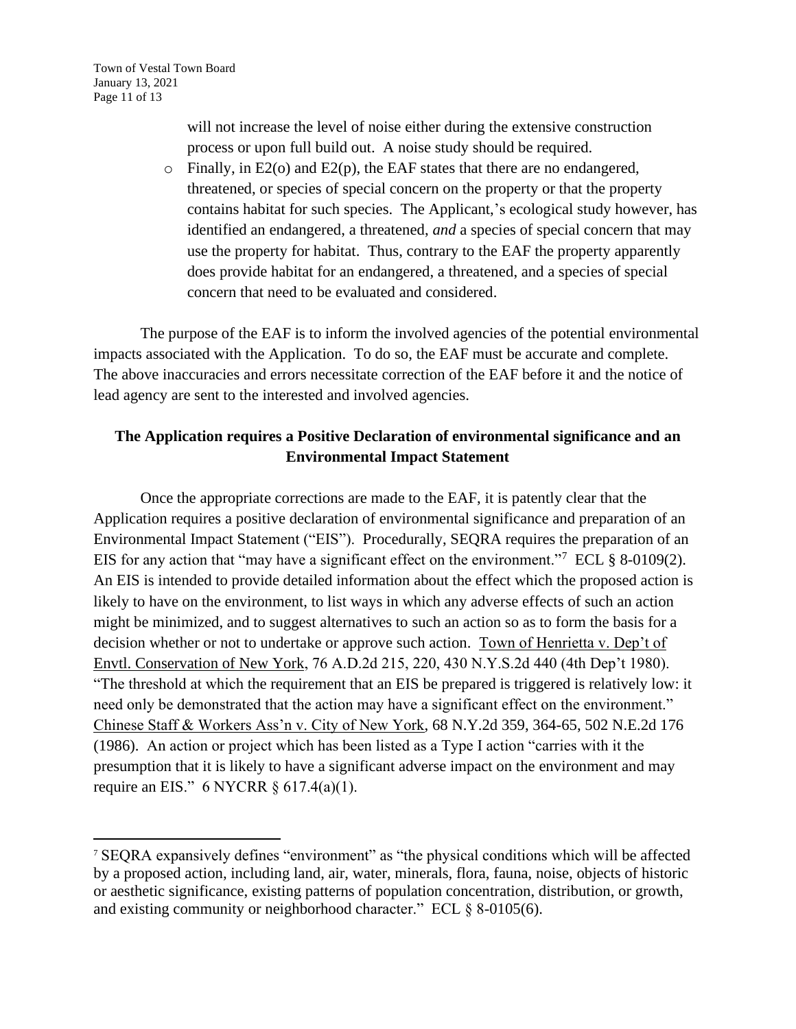will not increase the level of noise either during the extensive construction process or upon full build out. A noise study should be required.

- Finally, in E2(o) and E2(p), the EAF states that there are no endangered, threatened, or species of special concern on the property or that the property contains habitat for such species. The Applicant,'s ecological study however, has identified an endangered, a threatened, *and* a species of special concern that may use the property for habitat. Thus, contrary to the EAF the property apparently does provide habitat for an endangered, a threatened, and a species of special concern that need to be evaluated and considered.

The purpose of the EAF is to inform the involved agencies of the potential environmental impacts associated with the Application. To do so, the EAF must be accurate and complete. The above inaccuracies and errors necessitate correction of the EAF before it and the notice of lead agency are sent to the interested and involved agencies.

**The Application requires a Positive Declaration of environmental significance and an Environmental Impact Statement**

Once the appropriate corrections are made to the EAF, it is patently clear that the Application requires a positive declaration of environmental significance and preparation of an Environmental Impact Statement ("EIS"). Procedurally, SEQRA requires the preparation of an EIS for any action that "may have a significant effect on the environment."[7] ECL § 8-0109(2). An EIS is intended to provide detailed information about the effect which the proposed action is likely to have on the environment, to list ways in which any adverse effects of such an action might be minimized, and to suggest alternatives to such an action so as to form the basis for a decision whether or not to undertake or approve such action. Town of Henrietta v. Dep't of Envtl. Conservation of New York, 76 A.D.2d 215, 220, 430 N.Y.S.2d 440 (4th Dep't 1980). "The threshold at which the requirement that an EIS be prepared is triggered is relatively low: it need only be demonstrated that the action may have a significant effect on the environment." Chinese Staff & Workers Ass'n v. City of New York, 68 N.Y.2d 359, 364-65, 502 N.E.2d 176 (1986). An action or project which has been listed as a Type I action "carries with it the presumption that it is likely to have a significant adverse impact on the environment and may require an EIS." 6 NYCRR § 617.4(a)(1).

[7] SEQRA expansively defines "environment" as "the physical conditions which will be affected by a proposed action, including land, air, water, minerals, flora, fauna, noise, objects of historic or aesthetic significance, existing patterns of population concentration, distribution, or growth, and existing community or neighborhood character." ECL § 8-0105(6).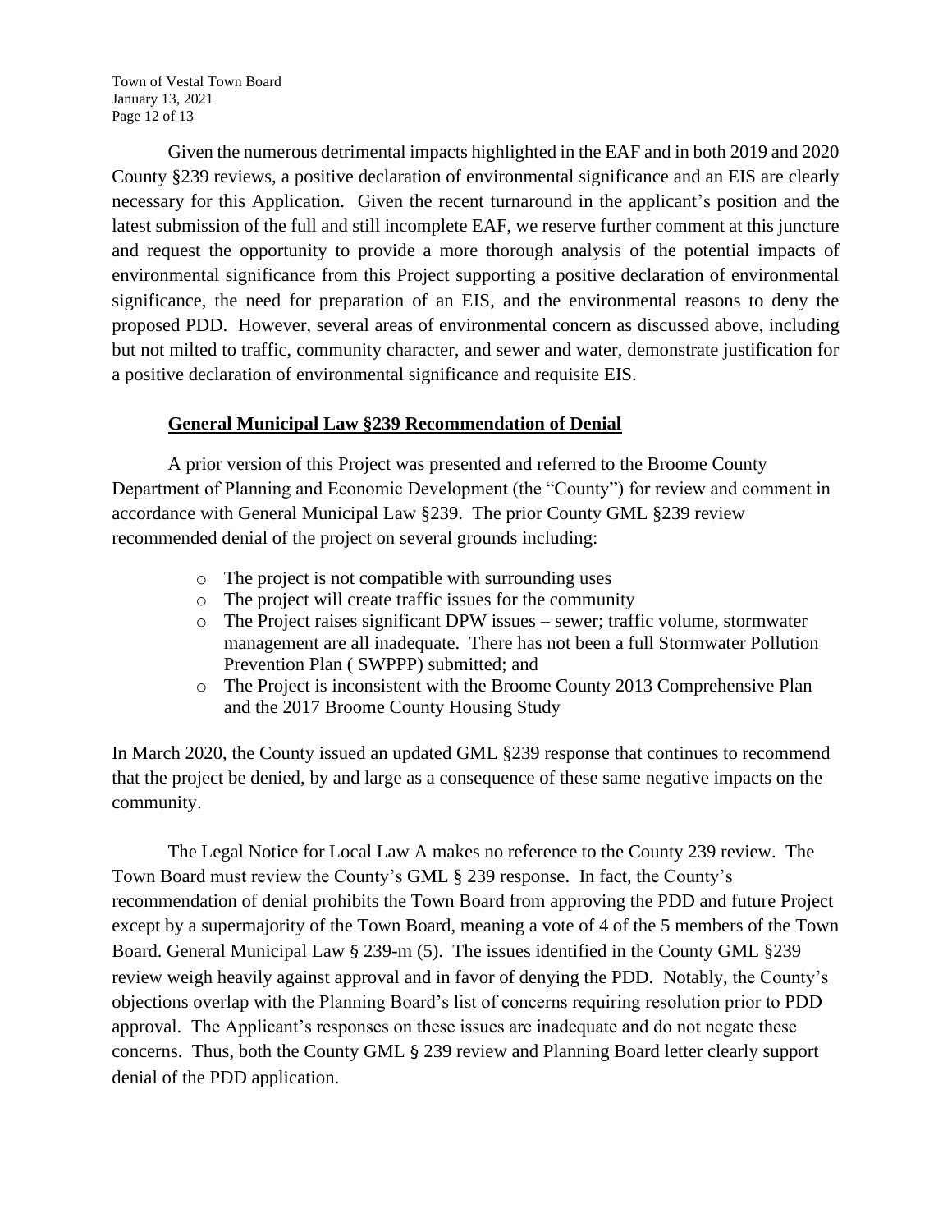Given the numerous detrimental impacts highlighted in the EAF and in both 2019 and 2020 County §239 reviews, a positive declaration of environmental significance and an EIS are clearly necessary for this Application. Given the recent turnaround in the applicant's position and the latest submission of the full and still incomplete EAF, we reserve further comment at this juncture and request the opportunity to provide a more thorough analysis of the potential impacts of environmental significance from this Project supporting a positive declaration of environmental significance, the need for preparation of an EIS, and the environmental reasons to deny the proposed PDD. However, several areas of environmental concern as discussed above, including but not milted to traffic, community character, and sewer and water, demonstrate justification for a positive declaration of environmental significance and requisite EIS.

## General Municipal Law §239 Recommendation of Denial

A prior version of this Project was presented and referred to the Broome County Department of Planning and Economic Development (the "County") for review and comment in accordance with General Municipal Law §239. The prior County GML §239 review recommended denial of the project on several grounds including:

- The project is not compatible with surrounding uses
- The project will create traffic issues for the community
- The Project raises significant DPW issues – sewer; traffic volume, stormwater management are all inadequate. There has not been a full Stormwater Pollution Prevention Plan ( SWPPP) submitted; and
- The Project is inconsistent with the Broome County 2013 Comprehensive Plan and the 2017 Broome County Housing Study

In March 2020, the County issued an updated GML §239 response that continues to recommend that the project be denied, by and large as a consequence of these same negative impacts on the community.

The Legal Notice for Local Law A makes no reference to the County 239 review. The Town Board must review the County's GML § 239 response. In fact, the County's recommendation of denial prohibits the Town Board from approving the PDD and future Project except by a supermajority of the Town Board, meaning a vote of 4 of the 5 members of the Town Board. General Municipal Law § 239-m (5). The issues identified in the County GML §239 review weigh heavily against approval and in favor of denying the PDD. Notably, the County's objections overlap with the Planning Board's list of concerns requiring resolution prior to PDD approval. The Applicant's responses on these issues are inadequate and do not negate these concerns. Thus, both the County GML § 239 review and Planning Board letter clearly support denial of the PDD application.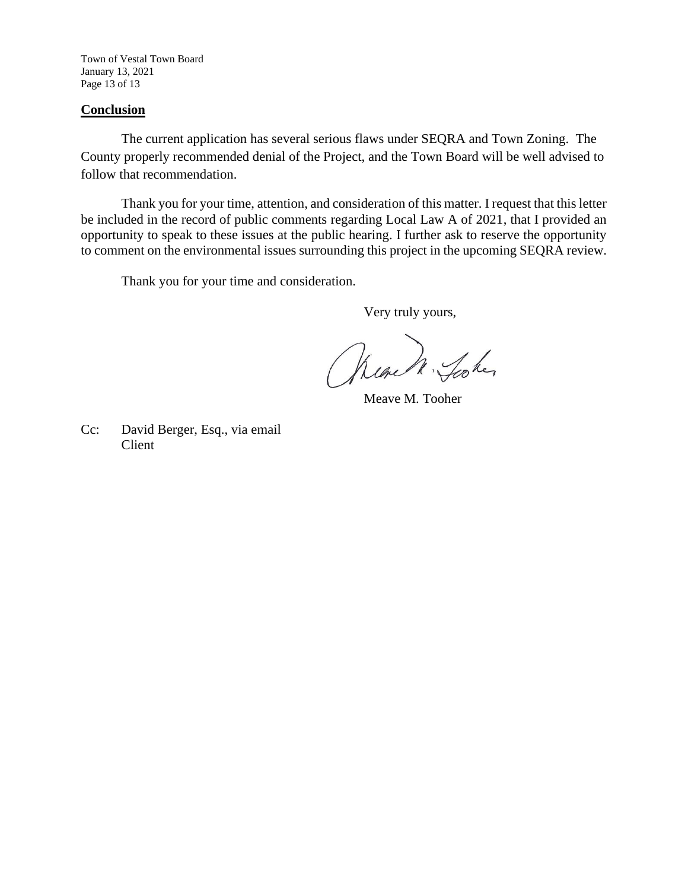## Conclusion

The current application has several serious flaws under SEQRA and Town Zoning. The County properly recommended denial of the Project, and the Town Board will be well advised to follow that recommendation.

Thank you for your time, attention, and consideration of this matter. I request that this letter be included in the record of public comments regarding Local Law A of 2021, that I provided an opportunity to speak to these issues at the public hearing. I further ask to reserve the opportunity to comment on the environmental issues surrounding this project in the upcoming SEQRA review.

Thank you for your time and consideration.

Very truly yours,

Meave M. Tooher

Cc: David Berger, Esq., via email
Client